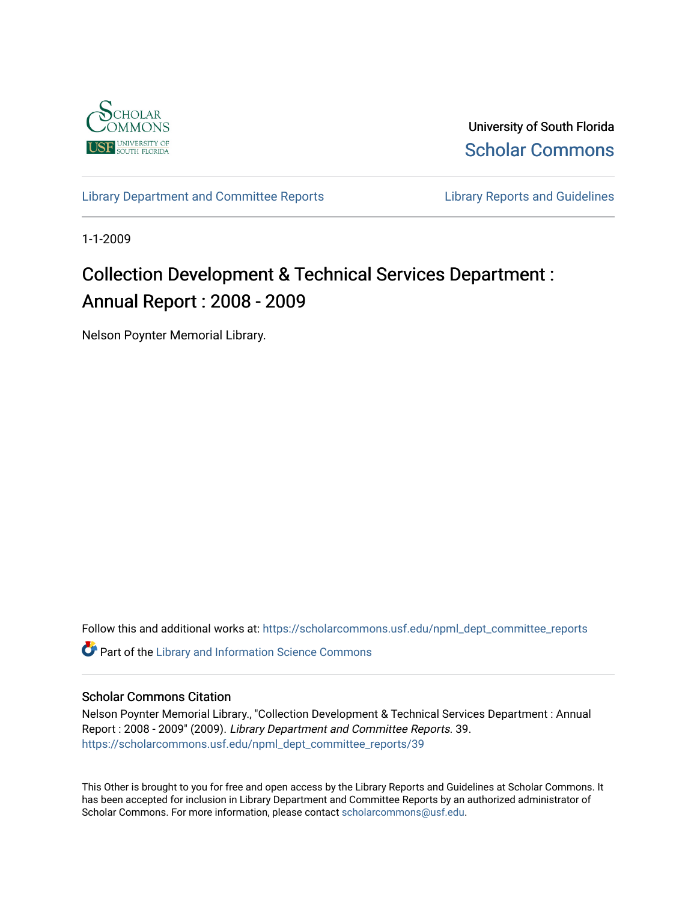University of South Florida
Scholar Commons

Library Department and Committee Reports | Library Reports and Guidelines

1-1-2009

# Collection Development & Technical Services Department : Annual Report : 2008 - 2009

Nelson Poynter Memorial Library.

Follow this and additional works at: https://scholarcommons.usf.edu/npml_dept_committee_reports

Part of the Library and Information Science Commons

## Scholar Commons Citation

Nelson Poynter Memorial Library., "Collection Development & Technical Services Department : Annual Report : 2008 - 2009" (2009). *Library Department and Committee Reports*. 39.
https://scholarcommons.usf.edu/npml_dept_committee_reports/39

This Other is brought to you for free and open access by the Library Reports and Guidelines at Scholar Commons. It has been accepted for inclusion in Library Department and Committee Reports by an authorized administrator of Scholar Commons. For more information, please contact scholarcommons@usf.edu.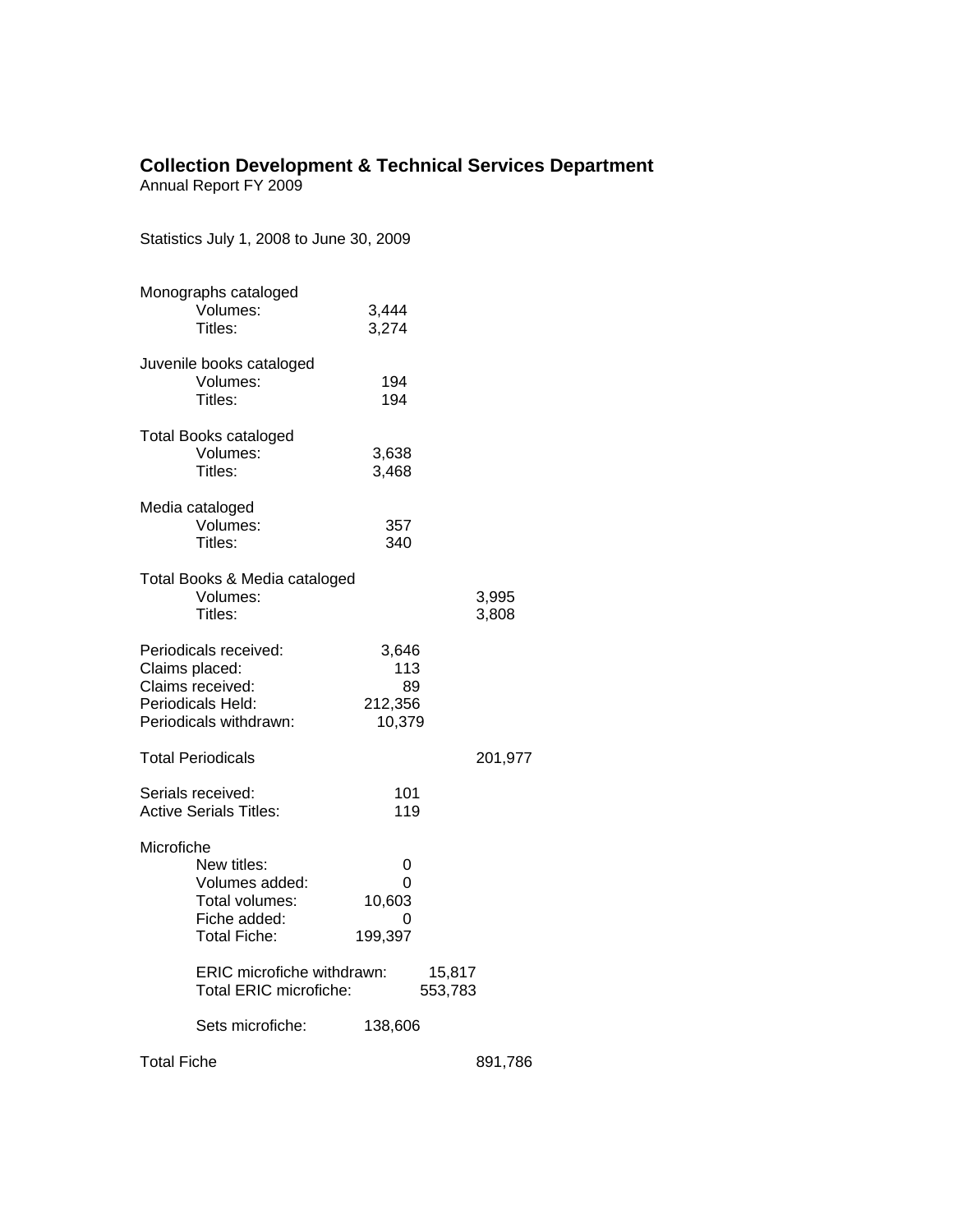# Collection Development & Technical Services Department

Annual Report FY 2009

Statistics July 1, 2008 to June 30, 2009

| | | |
|---|---|---|
| **Monographs cataloged** | | |
| Volumes: | 3,444 | |
| Titles: | 3,274 | |
| **Juvenile books cataloged** | | |
| Volumes: | 194 | |
| Titles: | 194 | |
| **Total Books cataloged** | | |
| Volumes: | 3,638 | |
| Titles: | 3,468 | |
| **Media cataloged** | | |
| Volumes: | 357 | |
| Titles: | 340 | |
| **Total Books & Media cataloged** | | |
| Volumes: | | 3,995 |
| Titles: | | 3,808 |
| Periodicals received: | 3,646 | |
| Claims placed: | 113 | |
| Claims received: | 89 | |
| Periodicals Held: | 212,356 | |
| Periodicals withdrawn: | 10,379 | |
| **Total Periodicals** | | 201,977 |
| Serials received: | 101 | |
| Active Serials Titles: | 119 | |
| **Microfiche** | | |
| New titles: | 0 | |
| Volumes added: | 0 | |
| Total volumes: | 10,603 | |
| Fiche added: | 0 | |
| Total Fiche: | 199,397 | |
| ERIC microfiche withdrawn: | 15,817 | |
| Total ERIC microfiche: | 553,783 | |
| Sets microfiche: | 138,606 | |
| **Total Fiche** | | 891,786 |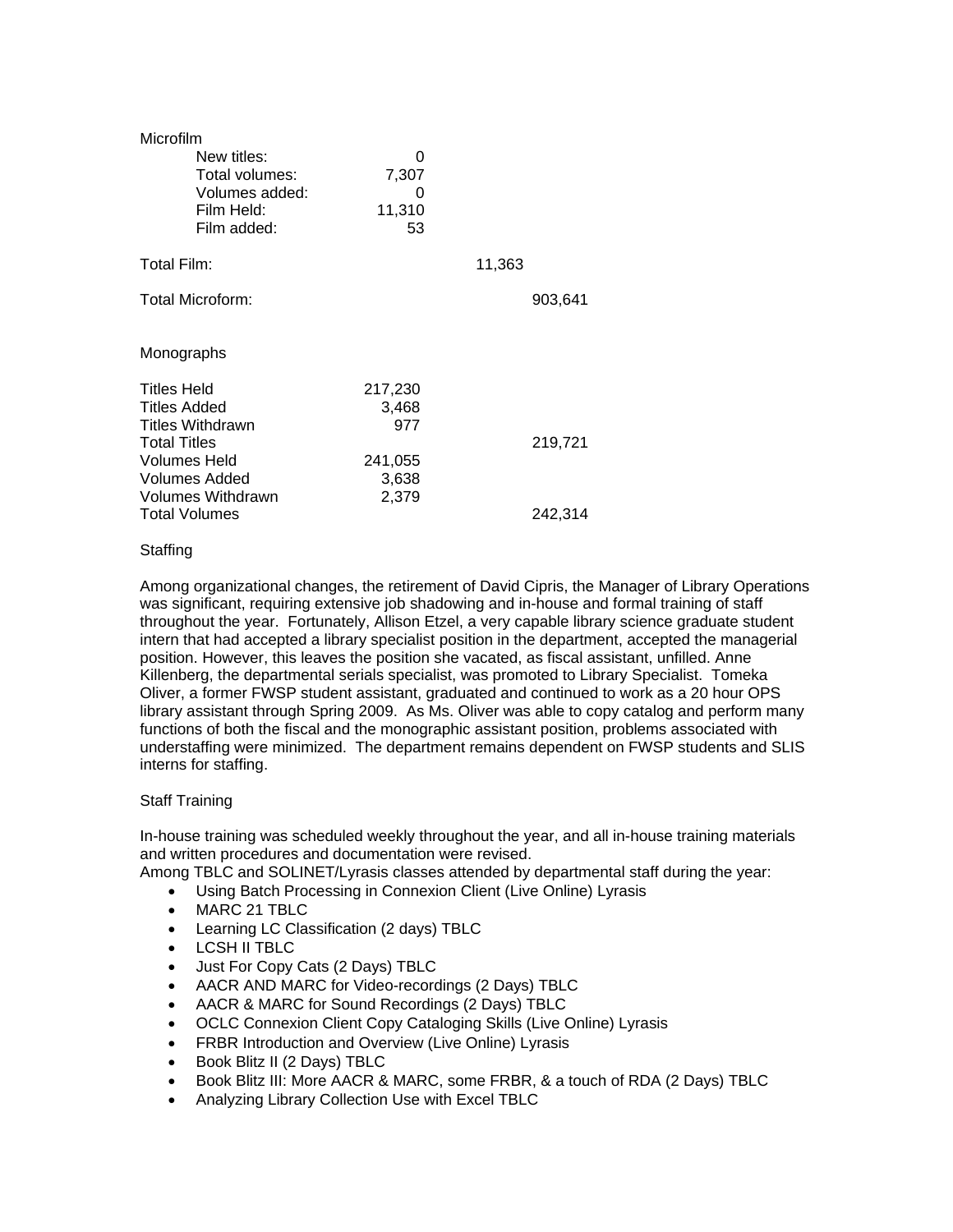Microfilm

| | | | |
|---|---|---|---|
| New titles: | 0 | | |
| Total volumes: | 7,307 | | |
| Volumes added: | 0 | | |
| Film Held: | 11,310 | | |
| Film added: | 53 | | |
| Total Film: | | 11,363 | |
| Total Microform: | | | 903,641 |

Monographs

| | | |
|---|---|---|
| Titles Held | 217,230 | |
| Titles Added | 3,468 | |
| Titles Withdrawn | 977 | |
| Total Titles | | 219,721 |
| Volumes Held | 241,055 | |
| Volumes Added | 3,638 | |
| Volumes Withdrawn | 2,379 | |
| Total Volumes | | 242,314 |

Staffing

Among organizational changes, the retirement of David Cipris, the Manager of Library Operations was significant, requiring extensive job shadowing and in-house and formal training of staff throughout the year. Fortunately, Allison Etzel, a very capable library science graduate student intern that had accepted a library specialist position in the department, accepted the managerial position. However, this leaves the position she vacated, as fiscal assistant, unfilled. Anne Killenberg, the departmental serials specialist, was promoted to Library Specialist. Tomeka Oliver, a former FWSP student assistant, graduated and continued to work as a 20 hour OPS library assistant through Spring 2009. As Ms. Oliver was able to copy catalog and perform many functions of both the fiscal and the monographic assistant position, problems associated with understaffing were minimized. The department remains dependent on FWSP students and SLIS interns for staffing.

Staff Training

In-house training was scheduled weekly throughout the year, and all in-house training materials and written procedures and documentation were revised.
Among TBLC and SOLINET/Lyrasis classes attended by departmental staff during the year:

- Using Batch Processing in Connexion Client (Live Online) Lyrasis
- MARC 21 TBLC
- Learning LC Classification (2 days) TBLC
- LCSH II TBLC
- Just For Copy Cats (2 Days) TBLC
- AACR AND MARC for Video-recordings (2 Days) TBLC
- AACR & MARC for Sound Recordings (2 Days) TBLC
- OCLC Connexion Client Copy Cataloging Skills (Live Online) Lyrasis
- FRBR Introduction and Overview (Live Online) Lyrasis
- Book Blitz II (2 Days) TBLC
- Book Blitz III: More AACR & MARC, some FRBR, & a touch of RDA (2 Days) TBLC
- Analyzing Library Collection Use with Excel TBLC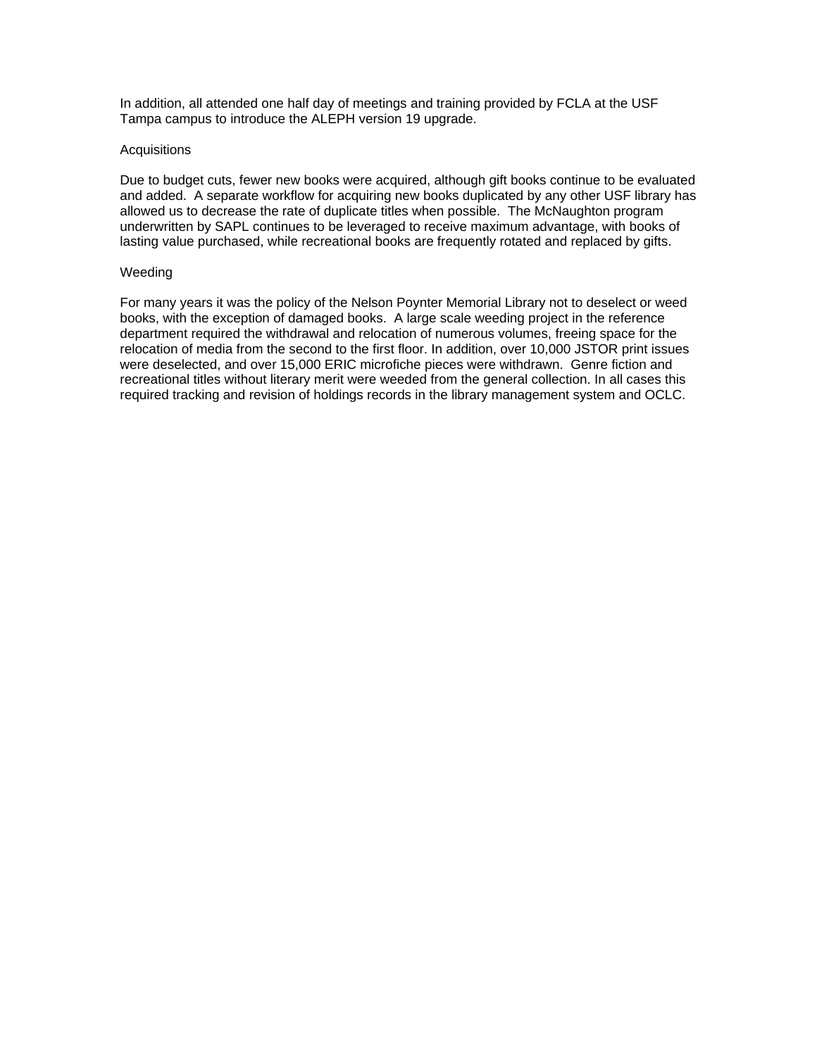In addition, all attended one half day of meetings and training provided by FCLA at the USF Tampa campus to introduce the ALEPH version 19 upgrade.

## Acquisitions

Due to budget cuts, fewer new books were acquired, although gift books continue to be evaluated and added. A separate workflow for acquiring new books duplicated by any other USF library has allowed us to decrease the rate of duplicate titles when possible. The McNaughton program underwritten by SAPL continues to be leveraged to receive maximum advantage, with books of lasting value purchased, while recreational books are frequently rotated and replaced by gifts.

## Weeding

For many years it was the policy of the Nelson Poynter Memorial Library not to deselect or weed books, with the exception of damaged books. A large scale weeding project in the reference department required the withdrawal and relocation of numerous volumes, freeing space for the relocation of media from the second to the first floor. In addition, over 10,000 JSTOR print issues were deselected, and over 15,000 ERIC microfiche pieces were withdrawn. Genre fiction and recreational titles without literary merit were weeded from the general collection. In all cases this required tracking and revision of holdings records in the library management system and OCLC.